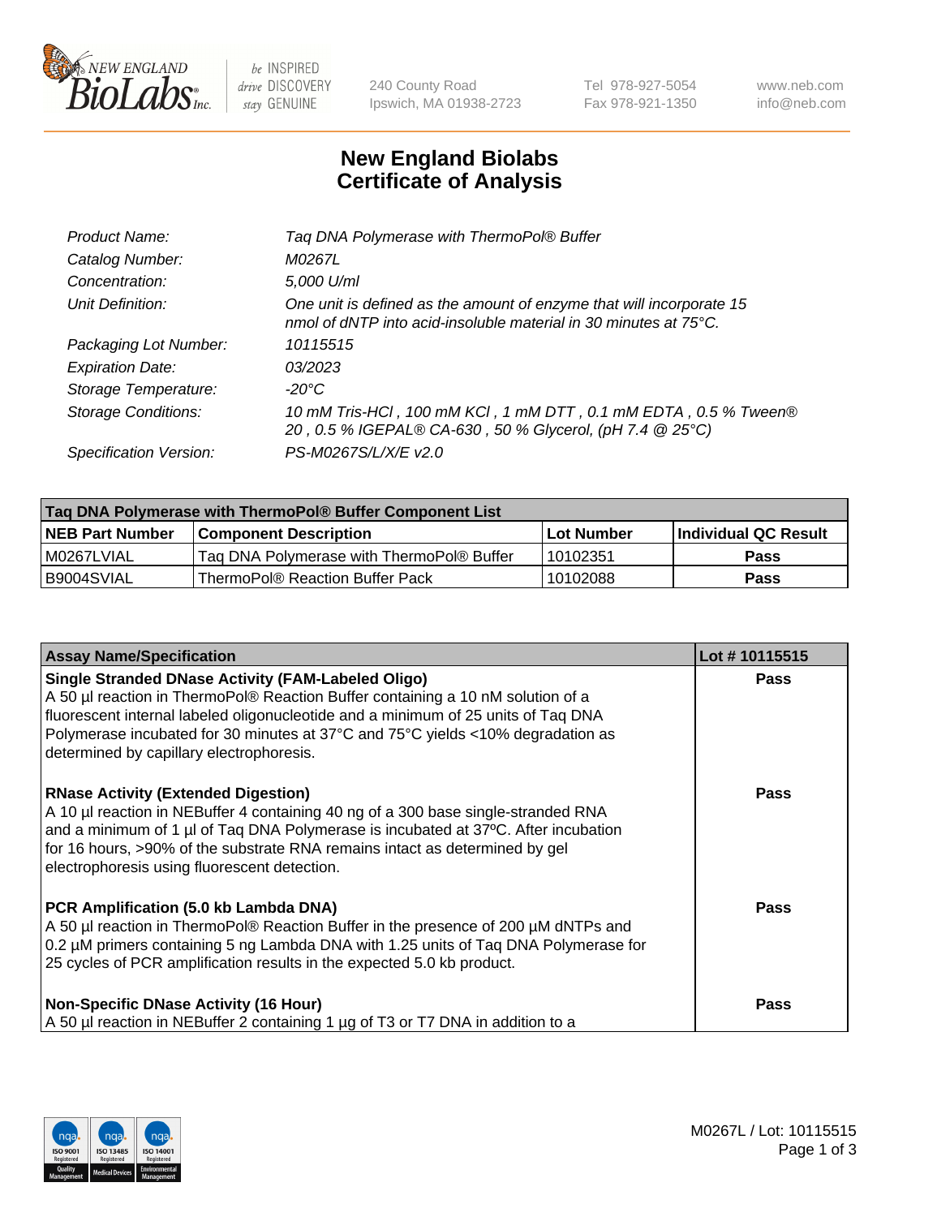# New England Biolabs Certificate of Analysis

| | |
|---|---|
| *Product Name:* | *Taq DNA Polymerase with ThermoPol® Buffer* |
| *Catalog Number:* | *M0267L* |
| *Concentration:* | *5,000 U/ml* |
| *Unit Definition:* | *One unit is defined as the amount of enzyme that will incorporate 15 nmol of dNTP into acid-insoluble material in 30 minutes at 75°C.* |
| *Packaging Lot Number:* | *10115515* |
| *Expiration Date:* | *03/2023* |
| *Storage Temperature:* | *-20°C* |
| *Storage Conditions:* | *10 mM Tris-HCl , 100 mM KCl , 1 mM DTT , 0.1 mM EDTA , 0.5 % Tween® 20 , 0.5 % IGEPAL® CA-630 , 50 % Glycerol, (pH 7.4 @ 25°C)* |
| *Specification Version:* | *PS-M0267S/L/X/E v2.0* |

| Taq DNA Polymerase with ThermoPol® Buffer Component List | | | |
|---|---|---|---|
| **NEB Part Number** | **Component Description** | **Lot Number** | **Individual QC Result** |
| M0267LVIAL | Taq DNA Polymerase with ThermoPol® Buffer | 10102351 | **Pass** |
| B9004SVIAL | ThermoPol® Reaction Buffer Pack | 10102088 | **Pass** |

| Assay Name/Specification | Lot # 10115515 |
|---|---|
| **Single Stranded DNase Activity (FAM-Labeled Oligo)**<br>A 50 µl reaction in ThermoPol® Reaction Buffer containing a 10 nM solution of a fluorescent internal labeled oligonucleotide and a minimum of 25 units of Taq DNA Polymerase incubated for 30 minutes at 37°C and 75°C yields <10% degradation as determined by capillary electrophoresis. | **Pass** |
| **RNase Activity (Extended Digestion)**<br>A 10 µl reaction in NEBuffer 4 containing 40 ng of a 300 base single-stranded RNA and a minimum of 1 µl of Taq DNA Polymerase is incubated at 37ºC. After incubation for 16 hours, >90% of the substrate RNA remains intact as determined by gel electrophoresis using fluorescent detection. | **Pass** |
| **PCR Amplification (5.0 kb Lambda DNA)**<br>A 50 µl reaction in ThermoPol® Reaction Buffer in the presence of 200 µM dNTPs and 0.2 µM primers containing 5 ng Lambda DNA with 1.25 units of Taq DNA Polymerase for 25 cycles of PCR amplification results in the expected 5.0 kb product. | **Pass** |
| **Non-Specific DNase Activity (16 Hour)**<br>A 50 µl reaction in NEBuffer 2 containing 1 µg of T3 or T7 DNA in addition to a | **Pass** |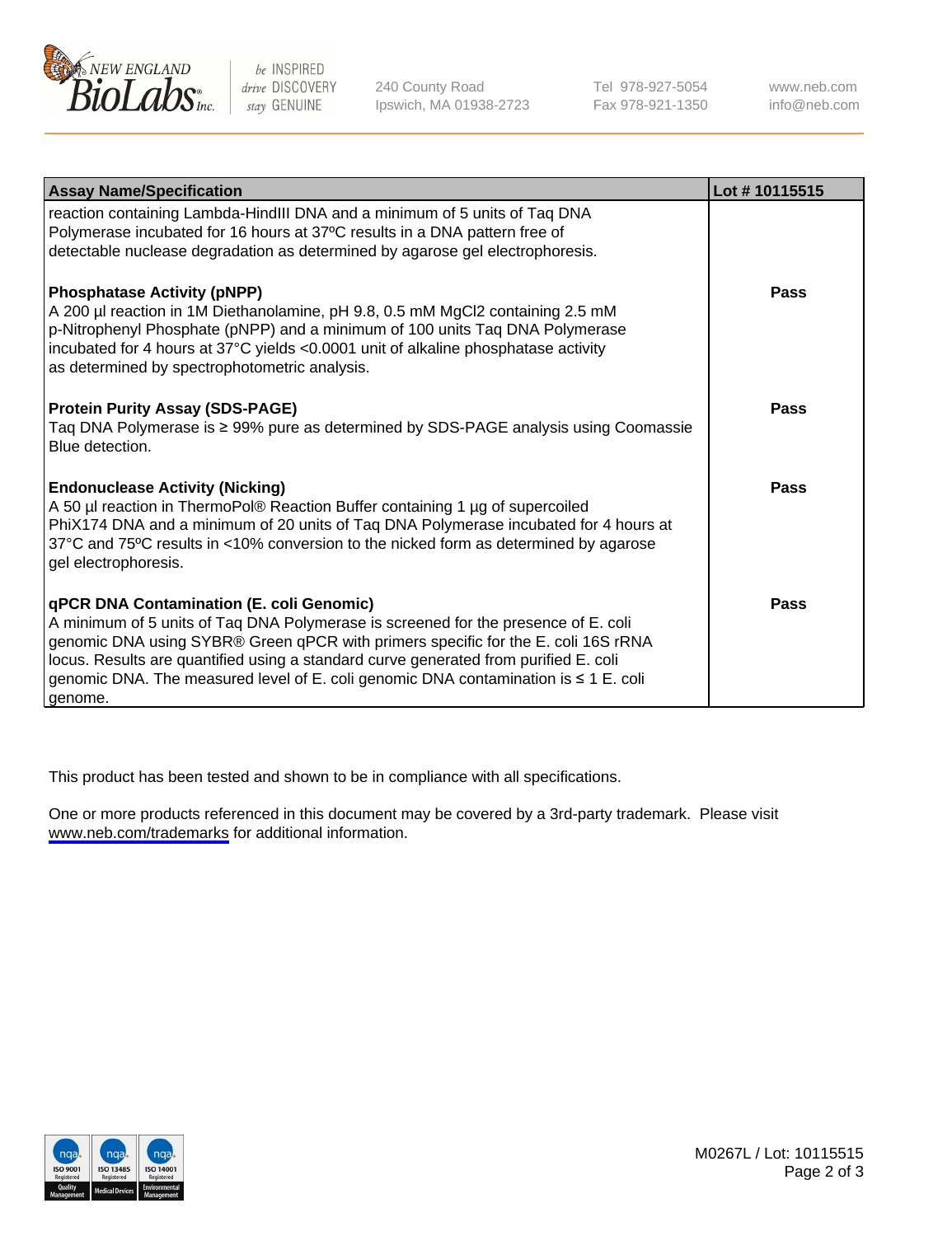| Assay Name/Specification | Lot # 10115515 |
|---|---|
| reaction containing Lambda-HindIII DNA and a minimum of 5 units of Taq DNA Polymerase incubated for 16 hours at 37ºC results in a DNA pattern free of detectable nuclease degradation as determined by agarose gel electrophoresis. | |
| **Phosphatase Activity (pNPP)**<br>A 200 µl reaction in 1M Diethanolamine, pH 9.8, 0.5 mM $MgCl_2$ containing 2.5 mM p-Nitrophenyl Phosphate (pNPP) and a minimum of 100 units Taq DNA Polymerase incubated for 4 hours at 37°C yields <0.0001 unit of alkaline phosphatase activity as determined by spectrophotometric analysis. | **Pass** |
| **Protein Purity Assay (SDS-PAGE)**<br>Taq DNA Polymerase is ≥ 99% pure as determined by SDS-PAGE analysis using Coomassie Blue detection. | **Pass** |
| **Endonuclease Activity (Nicking)**<br>A 50 µl reaction in ThermoPol® Reaction Buffer containing 1 µg of supercoiled PhiX174 DNA and a minimum of 20 units of Taq DNA Polymerase incubated for 4 hours at 37°C and 75ºC results in <10% conversion to the nicked form as determined by agarose gel electrophoresis. | **Pass** |
| **qPCR DNA Contamination (E. coli Genomic)**<br>A minimum of 5 units of Taq DNA Polymerase is screened for the presence of E. coli genomic DNA using SYBR® Green qPCR with primers specific for the E. coli 16S rRNA locus. Results are quantified using a standard curve generated from purified E. coli genomic DNA. The measured level of E. coli genomic DNA contamination is ≤ 1 E. coli genome. | **Pass** |

This product has been tested and shown to be in compliance with all specifications.

One or more products referenced in this document may be covered by a 3rd-party trademark. Please visit www.neb.com/trademarks for additional information.

M0267L / Lot: 10115515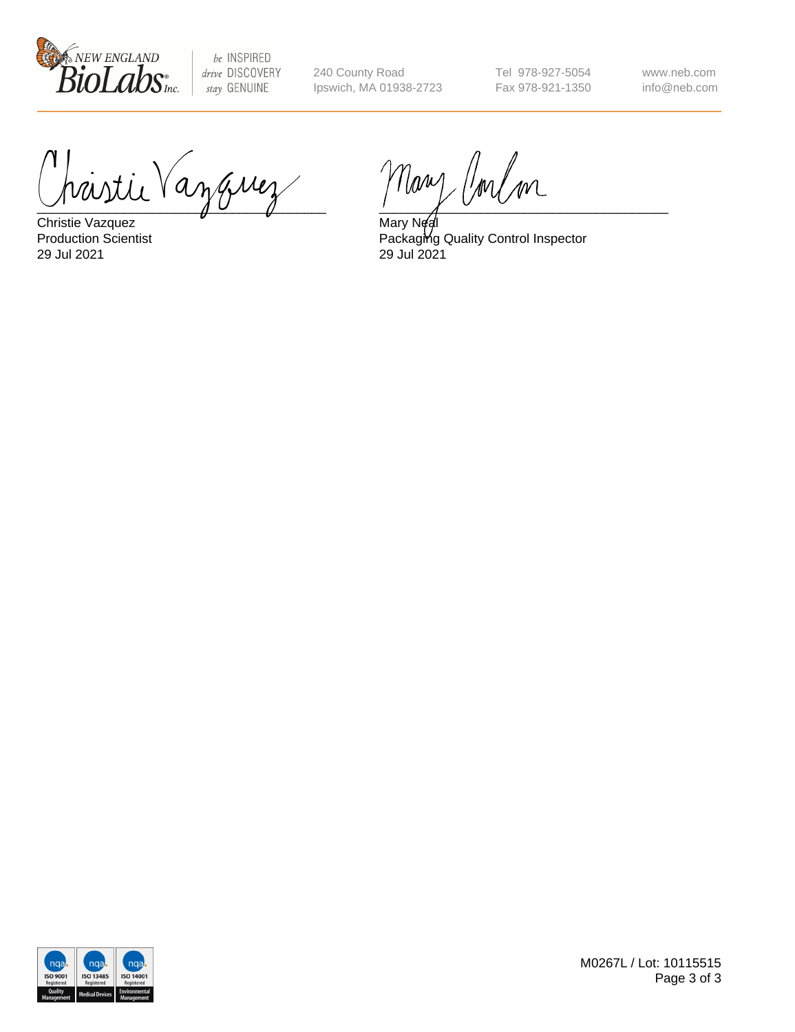NEW ENGLAND BioLabs® Inc.

be INSPIRED drive DISCOVERY stay GENUINE

240 County Road
Ipswich, MA 01938-2723

Tel 978-927-5054
Fax 978-921-1350

www.neb.com
info@neb.com

Christie Vazquez
Production Scientist
29 Jul 2021

Mary Neal
Packaging Quality Control Inspector
29 Jul 2021

M0267L / Lot: 10115515